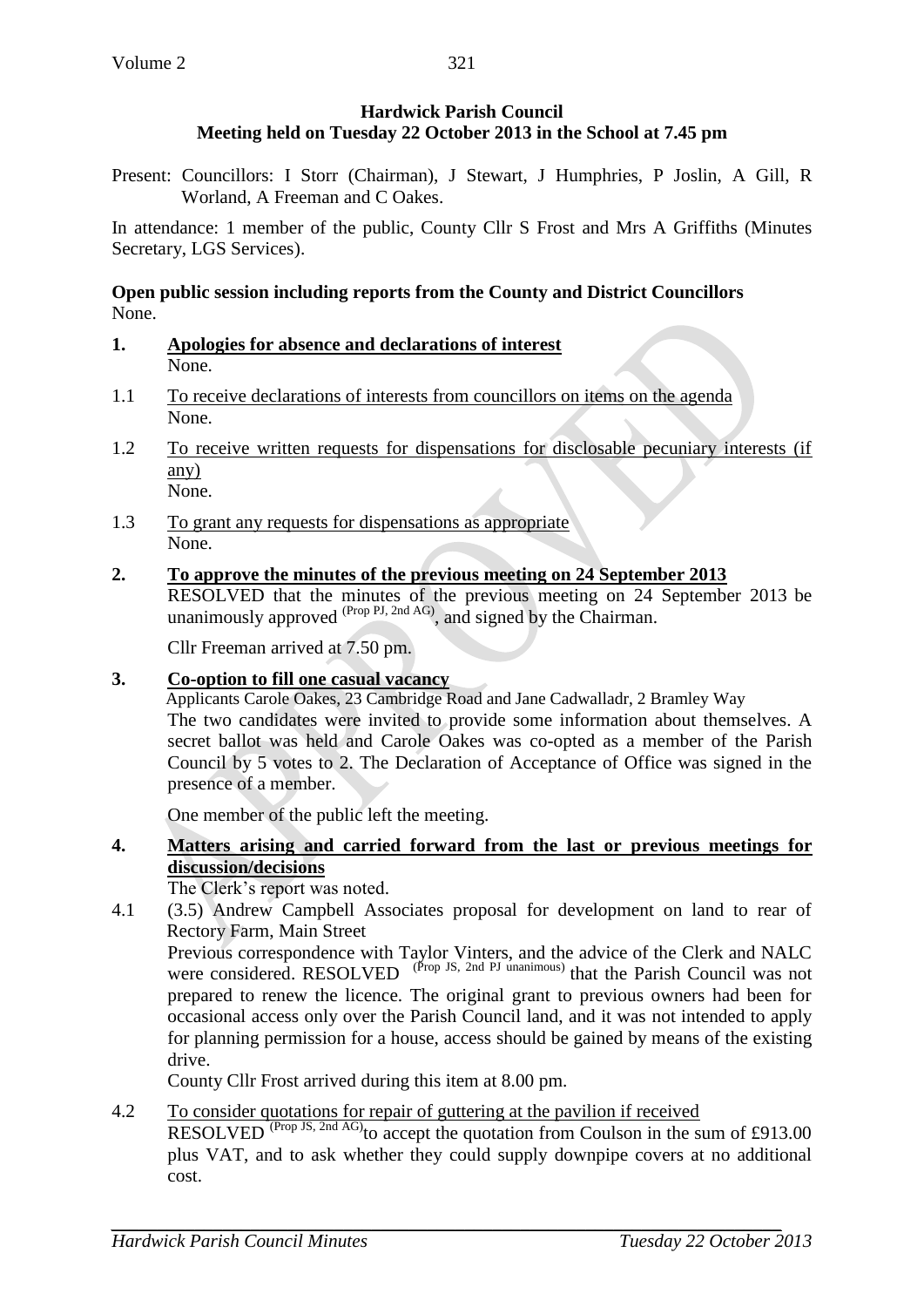**Hardwick Parish Council**
**Meeting held on Tuesday 22 October 2013 in the School at 7.45 pm**

Present: Councillors: I Storr (Chairman), J Stewart, J Humphries, P Joslin, A Gill, R Worland, A Freeman and C Oakes.

In attendance: 1 member of the public, County Cllr S Frost and Mrs A Griffiths (Minutes Secretary, LGS Services).

**Open public session including reports from the County and District Councillors**
None.

**1. Apologies for absence and declarations of interest**
None.

1.1 To receive declarations of interests from councillors on items on the agenda
None.

1.2 To receive written requests for dispensations for disclosable pecuniary interests (if any)
None.

1.3 To grant any requests for dispensations as appropriate
None.

**2. To approve the minutes of the previous meeting on 24 September 2013**
RESOLVED that the minutes of the previous meeting on 24 September 2013 be unanimously approved (Prop PJ, 2nd AG), and signed by the Chairman.

Cllr Freeman arrived at 7.50 pm.

**3. Co-option to fill one casual vacancy**
Applicants Carole Oakes, 23 Cambridge Road and Jane Cadwalladr, 2 Bramley Way
The two candidates were invited to provide some information about themselves. A secret ballot was held and Carole Oakes was co-opted as a member of the Parish Council by 5 votes to 2. The Declaration of Acceptance of Office was signed in the presence of a member.

One member of the public left the meeting.

**4. Matters arising and carried forward from the last or previous meetings for discussion/decisions**
The Clerk's report was noted.

4.1 (3.5) Andrew Campbell Associates proposal for development on land to rear of Rectory Farm, Main Street
Previous correspondence with Taylor Vinters, and the advice of the Clerk and NALC were considered. RESOLVED (Prop JS, 2nd PJ unanimous) that the Parish Council was not prepared to renew the licence. The original grant to previous owners had been for occasional access only over the Parish Council land, and it was not intended to apply for planning permission for a house, access should be gained by means of the existing drive.
County Cllr Frost arrived during this item at 8.00 pm.

4.2 To consider quotations for repair of guttering at the pavilion if received
RESOLVED (Prop JS, 2nd AG) to accept the quotation from Coulson in the sum of £913.00 plus VAT, and to ask whether they could supply downpipe covers at no additional cost.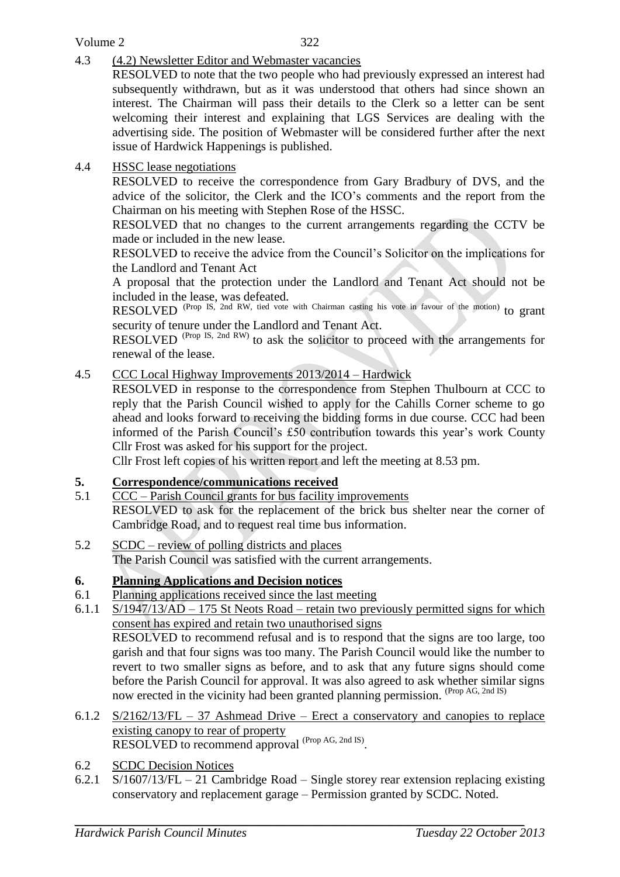4.3 (4.2) Newsletter Editor and Webmaster vacancies

RESOLVED to note that the two people who had previously expressed an interest had subsequently withdrawn, but as it was understood that others had since shown an interest. The Chairman will pass their details to the Clerk so a letter can be sent welcoming their interest and explaining that LGS Services are dealing with the advertising side. The position of Webmaster will be considered further after the next issue of Hardwick Happenings is published.

4.4 HSSC lease negotiations

RESOLVED to receive the correspondence from Gary Bradbury of DVS, and the advice of the solicitor, the Clerk and the ICO's comments and the report from the Chairman on his meeting with Stephen Rose of the HSSC.

RESOLVED that no changes to the current arrangements regarding the CCTV be made or included in the new lease.

RESOLVED to receive the advice from the Council's Solicitor on the implications for the Landlord and Tenant Act

A proposal that the protection under the Landlord and Tenant Act should not be included in the lease, was defeated.

RESOLVED (Prop IS, 2nd RW, tied vote with Chairman casting his vote in favour of the motion) to grant security of tenure under the Landlord and Tenant Act.

RESOLVED (Prop IS, 2nd RW) to ask the solicitor to proceed with the arrangements for renewal of the lease.

4.5 CCC Local Highway Improvements 2013/2014 – Hardwick

RESOLVED in response to the correspondence from Stephen Thulbourn at CCC to reply that the Parish Council wished to apply for the Cahills Corner scheme to go ahead and looks forward to receiving the bidding forms in due course. CCC had been informed of the Parish Council's £50 contribution towards this year's work County Cllr Frost was asked for his support for the project.

Cllr Frost left copies of his written report and left the meeting at 8.53 pm.

## 5. Correspondence/communications received

5.1 CCC – Parish Council grants for bus facility improvements

RESOLVED to ask for the replacement of the brick bus shelter near the corner of Cambridge Road, and to request real time bus information.

5.2 SCDC – review of polling districts and places

The Parish Council was satisfied with the current arrangements.

## 6. Planning Applications and Decision notices

6.1 Planning applications received since the last meeting

6.1.1 S/1947/13/AD – 175 St Neots Road – retain two previously permitted signs for which consent has expired and retain two unauthorised signs

RESOLVED to recommend refusal and is to respond that the signs are too large, too garish and that four signs was too many. The Parish Council would like the number to revert to two smaller signs as before, and to ask that any future signs should come before the Parish Council for approval. It was also agreed to ask whether similar signs now erected in the vicinity had been granted planning permission. (Prop AG, 2nd IS)

6.1.2 S/2162/13/FL – 37 Ashmead Drive – Erect a conservatory and canopies to replace existing canopy to rear of property

RESOLVED to recommend approval (Prop AG, 2nd IS).

6.2 SCDC Decision Notices

6.2.1 S/1607/13/FL – 21 Cambridge Road – Single storey rear extension replacing existing conservatory and replacement garage – Permission granted by SCDC. Noted.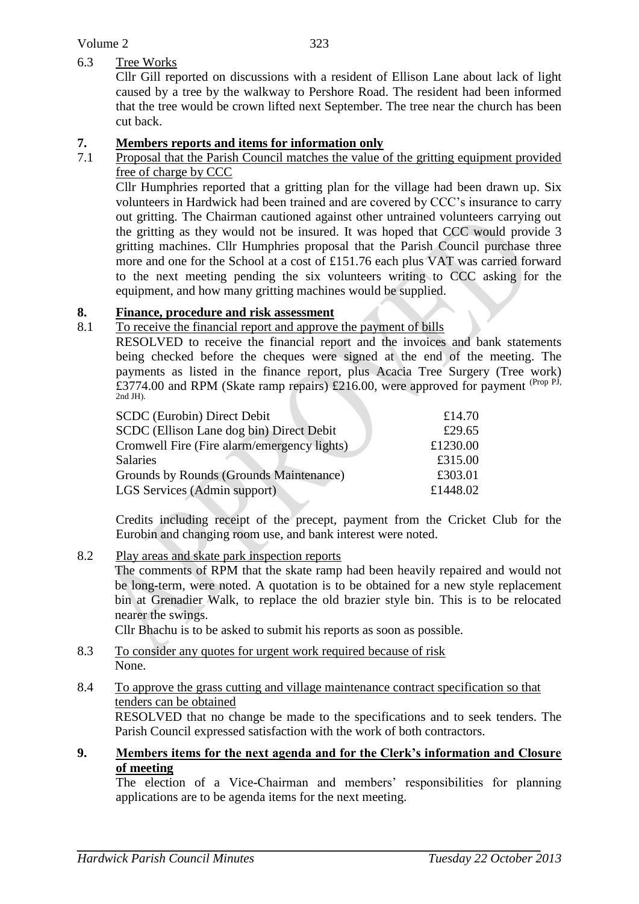6.3 Tree Works

Cllr Gill reported on discussions with a resident of Ellison Lane about lack of light caused by a tree by the walkway to Pershore Road. The resident had been informed that the tree would be crown lifted next September. The tree near the church has been cut back.

## 7. Members reports and items for information only

7.1 Proposal that the Parish Council matches the value of the gritting equipment provided free of charge by CCC

Cllr Humphries reported that a gritting plan for the village had been drawn up. Six volunteers in Hardwick had been trained and are covered by CCC's insurance to carry out gritting. The Chairman cautioned against other untrained volunteers carrying out the gritting as they would not be insured. It was hoped that CCC would provide 3 gritting machines. Cllr Humphries proposal that the Parish Council purchase three more and one for the School at a cost of £151.76 each plus VAT was carried forward to the next meeting pending the six volunteers writing to CCC asking for the equipment, and how many gritting machines would be supplied.

## 8. Finance, procedure and risk assessment

8.1 To receive the financial report and approve the payment of bills

RESOLVED to receive the financial report and the invoices and bank statements being checked before the cheques were signed at the end of the meeting. The payments as listed in the finance report, plus Acacia Tree Surgery (Tree work) £3774.00 and RPM (Skate ramp repairs) £216.00, were approved for payment (Prop PJ, 2nd JH).

| | |
|---|---|
| SCDC (Eurobin) Direct Debit | £14.70 |
| SCDC (Ellison Lane dog bin) Direct Debit | £29.65 |
| Cromwell Fire (Fire alarm/emergency lights) | £1230.00 |
| Salaries | £315.00 |
| Grounds by Rounds (Grounds Maintenance) | £303.01 |
| LGS Services (Admin support) | £1448.02 |

Credits including receipt of the precept, payment from the Cricket Club for the Eurobin and changing room use, and bank interest were noted.

8.2 Play areas and skate park inspection reports

The comments of RPM that the skate ramp had been heavily repaired and would not be long-term, were noted. A quotation is to be obtained for a new style replacement bin at Grenadier Walk, to replace the old brazier style bin. This is to be relocated nearer the swings.

Cllr Bhachu is to be asked to submit his reports as soon as possible.

8.3 To consider any quotes for urgent work required because of risk

None.

8.4 To approve the grass cutting and village maintenance contract specification so that tenders can be obtained

RESOLVED that no change be made to the specifications and to seek tenders. The Parish Council expressed satisfaction with the work of both contractors.

## 9. Members items for the next agenda and for the Clerk's information and Closure of meeting

The election of a Vice-Chairman and members' responsibilities for planning applications are to be agenda items for the next meeting.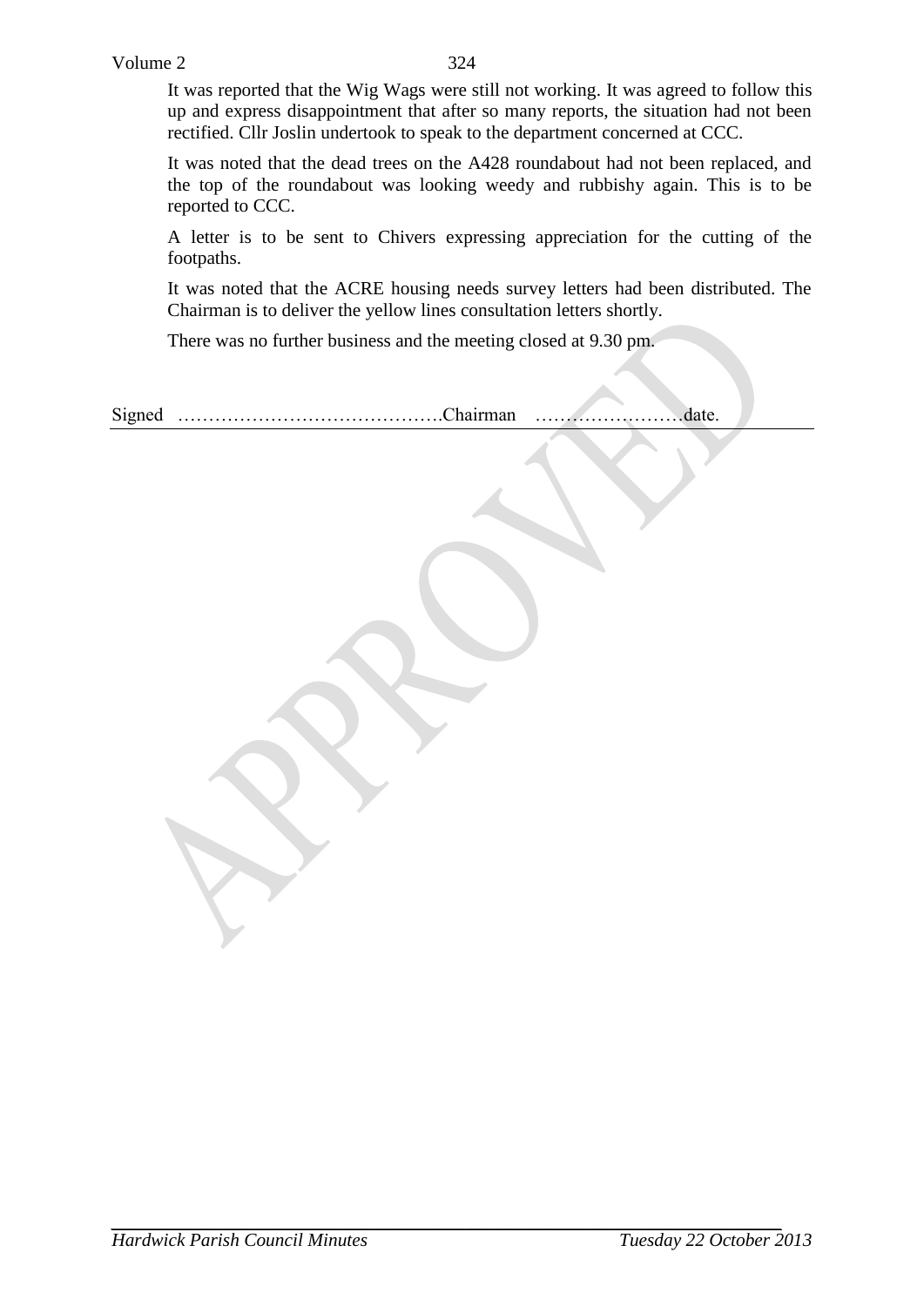It was reported that the Wig Wags were still not working. It was agreed to follow this up and express disappointment that after so many reports, the situation had not been rectified. Cllr Joslin undertook to speak to the department concerned at CCC.

It was noted that the dead trees on the A428 roundabout had not been replaced, and the top of the roundabout was looking weedy and rubbishy again. This is to be reported to CCC.

A letter is to be sent to Chivers expressing appreciation for the cutting of the footpaths.

It was noted that the ACRE housing needs survey letters had been distributed. The Chairman is to deliver the yellow lines consultation letters shortly.

There was no further business and the meeting closed at 9.30 pm.

Signed ……………………………………Chairman ……………………date.